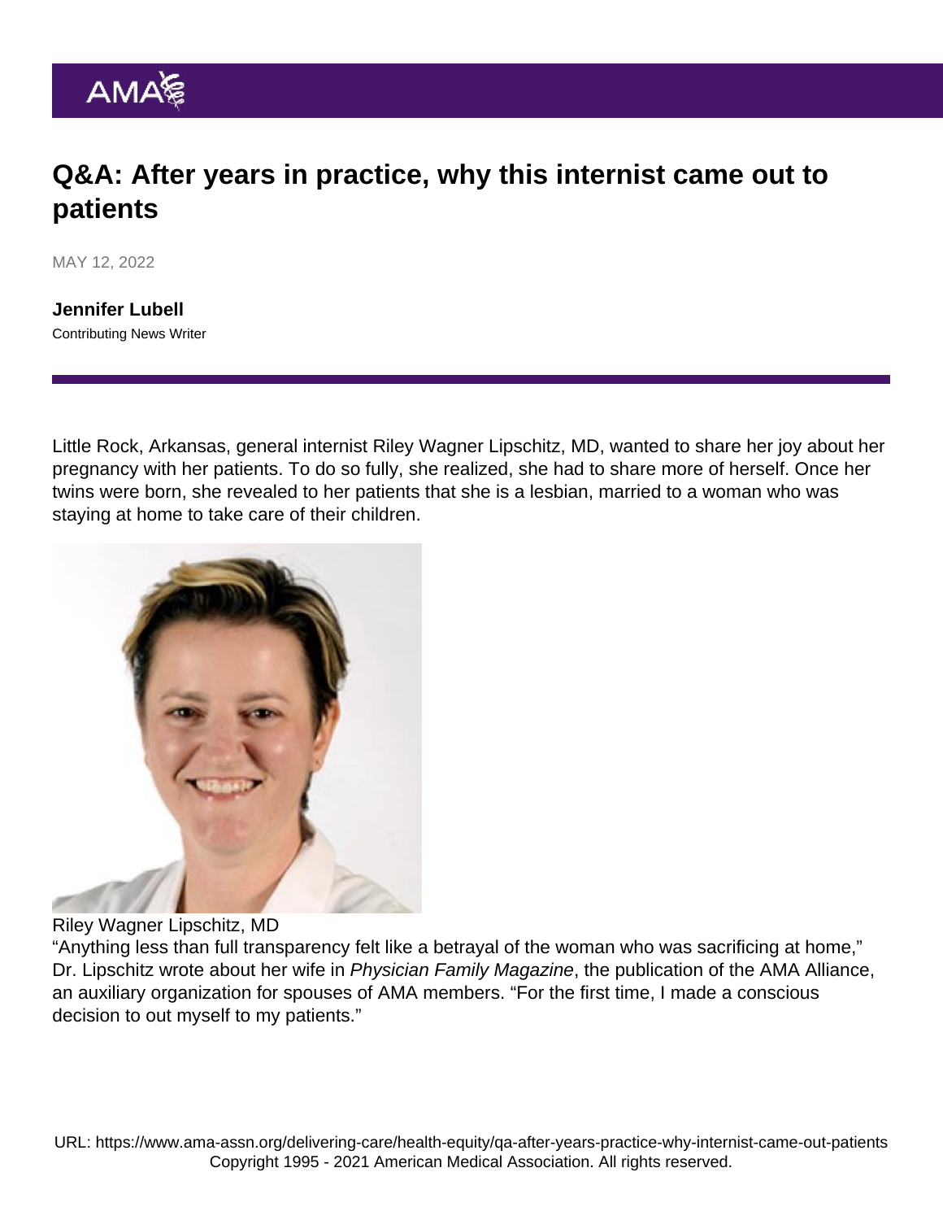# Q&A: After years in practice, why this internist came out to patients

MAY 12, 2022

**Jennifer Lubell**
Contributing News Writer

Little Rock, Arkansas, general internist Riley Wagner Lipschitz, MD, wanted to share her joy about her pregnancy with her patients. To do so fully, she realized, she had to share more of herself. Once her twins were born, she revealed to her patients that she is a lesbian, married to a woman who was staying at home to take care of their children.

Riley Wagner Lipschitz, MD

"Anything less than full transparency felt like a betrayal of the woman who was sacrificing at home," Dr. Lipschitz wrote about her wife in *Physician Family Magazine*, the publication of the AMA Alliance, an auxiliary organization for spouses of AMA members. "For the first time, I made a conscious decision to out myself to my patients."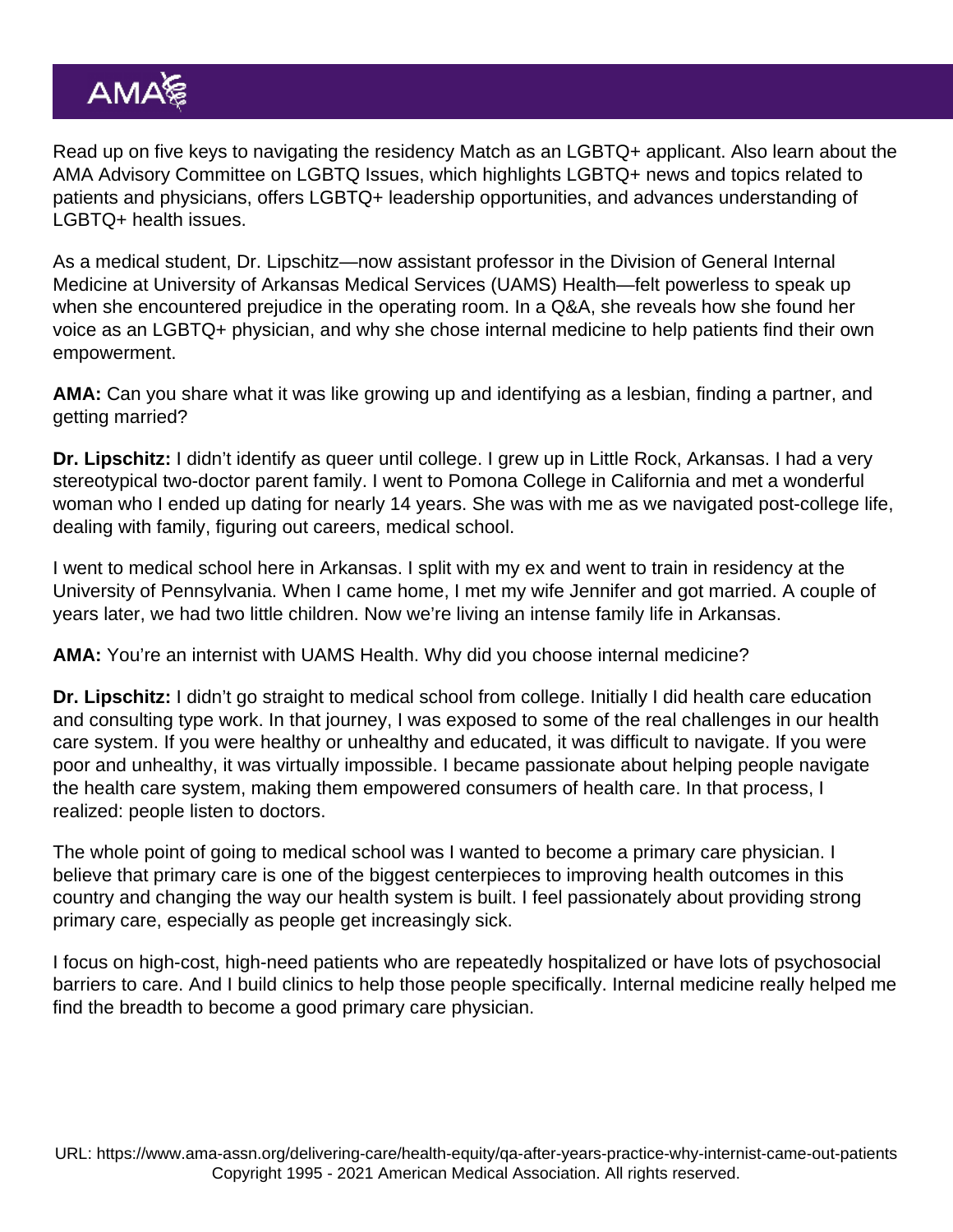Read up on five keys to navigating the residency Match as an LGBTQ+ applicant. Also learn about the AMA Advisory Committee on LGBTQ Issues, which highlights LGBTQ+ news and topics related to patients and physicians, offers LGBTQ+ leadership opportunities, and advances understanding of LGBTQ+ health issues.

As a medical student, Dr. Lipschitz—now assistant professor in the Division of General Internal Medicine at University of Arkansas Medical Services (UAMS) Health—felt powerless to speak up when she encountered prejudice in the operating room. In a Q&A, she reveals how she found her voice as an LGBTQ+ physician, and why she chose internal medicine to help patients find their own empowerment.

**AMA:** Can you share what it was like growing up and identifying as a lesbian, finding a partner, and getting married?

**Dr. Lipschitz:** I didn't identify as queer until college. I grew up in Little Rock, Arkansas. I had a very stereotypical two-doctor parent family. I went to Pomona College in California and met a wonderful woman who I ended up dating for nearly 14 years. She was with me as we navigated post-college life, dealing with family, figuring out careers, medical school.

I went to medical school here in Arkansas. I split with my ex and went to train in residency at the University of Pennsylvania. When I came home, I met my wife Jennifer and got married. A couple of years later, we had two little children. Now we're living an intense family life in Arkansas.

**AMA:** You're an internist with UAMS Health. Why did you choose internal medicine?

**Dr. Lipschitz:** I didn't go straight to medical school from college. Initially I did health care education and consulting type work. In that journey, I was exposed to some of the real challenges in our health care system. If you were healthy or unhealthy and educated, it was difficult to navigate. If you were poor and unhealthy, it was virtually impossible. I became passionate about helping people navigate the health care system, making them empowered consumers of health care. In that process, I realized: people listen to doctors.

The whole point of going to medical school was I wanted to become a primary care physician. I believe that primary care is one of the biggest centerpieces to improving health outcomes in this country and changing the way our health system is built. I feel passionately about providing strong primary care, especially as people get increasingly sick.

I focus on high-cost, high-need patients who are repeatedly hospitalized or have lots of psychosocial barriers to care. And I build clinics to help those people specifically. Internal medicine really helped me find the breadth to become a good primary care physician.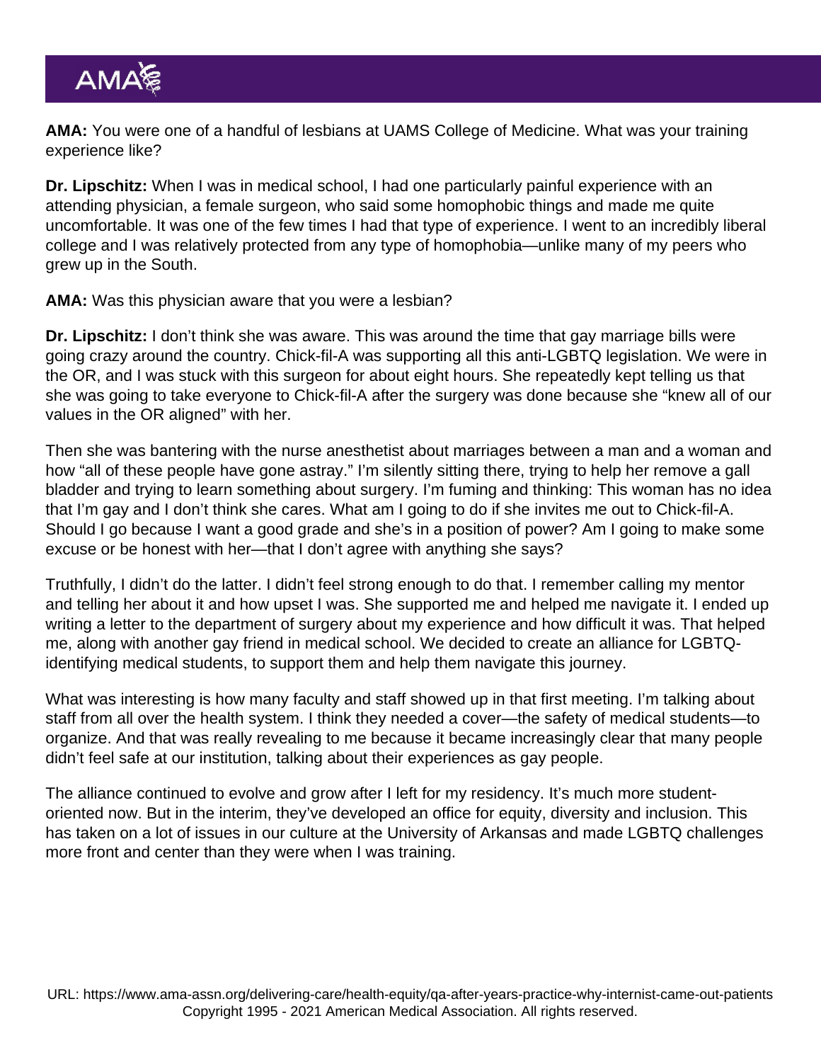**AMA:** You were one of a handful of lesbians at UAMS College of Medicine. What was your training experience like?

**Dr. Lipschitz:** When I was in medical school, I had one particularly painful experience with an attending physician, a female surgeon, who said some homophobic things and made me quite uncomfortable. It was one of the few times I had that type of experience. I went to an incredibly liberal college and I was relatively protected from any type of homophobia—unlike many of my peers who grew up in the South.

**AMA:** Was this physician aware that you were a lesbian?

**Dr. Lipschitz:** I don't think she was aware. This was around the time that gay marriage bills were going crazy around the country. Chick-fil-A was supporting all this anti-LGBTQ legislation. We were in the OR, and I was stuck with this surgeon for about eight hours. She repeatedly kept telling us that she was going to take everyone to Chick-fil-A after the surgery was done because she "knew all of our values in the OR aligned" with her.

Then she was bantering with the nurse anesthetist about marriages between a man and a woman and how "all of these people have gone astray." I'm silently sitting there, trying to help her remove a gall bladder and trying to learn something about surgery. I'm fuming and thinking: This woman has no idea that I'm gay and I don't think she cares. What am I going to do if she invites me out to Chick-fil-A. Should I go because I want a good grade and she's in a position of power? Am I going to make some excuse or be honest with her—that I don't agree with anything she says?

Truthfully, I didn't do the latter. I didn't feel strong enough to do that. I remember calling my mentor and telling her about it and how upset I was. She supported me and helped me navigate it. I ended up writing a letter to the department of surgery about my experience and how difficult it was. That helped me, along with another gay friend in medical school. We decided to create an alliance for LGBTQ-identifying medical students, to support them and help them navigate this journey.

What was interesting is how many faculty and staff showed up in that first meeting. I'm talking about staff from all over the health system. I think they needed a cover—the safety of medical students—to organize. And that was really revealing to me because it became increasingly clear that many people didn't feel safe at our institution, talking about their experiences as gay people.

The alliance continued to evolve and grow after I left for my residency. It's much more student-oriented now. But in the interim, they've developed an office for equity, diversity and inclusion. This has taken on a lot of issues in our culture at the University of Arkansas and made LGBTQ challenges more front and center than they were when I was training.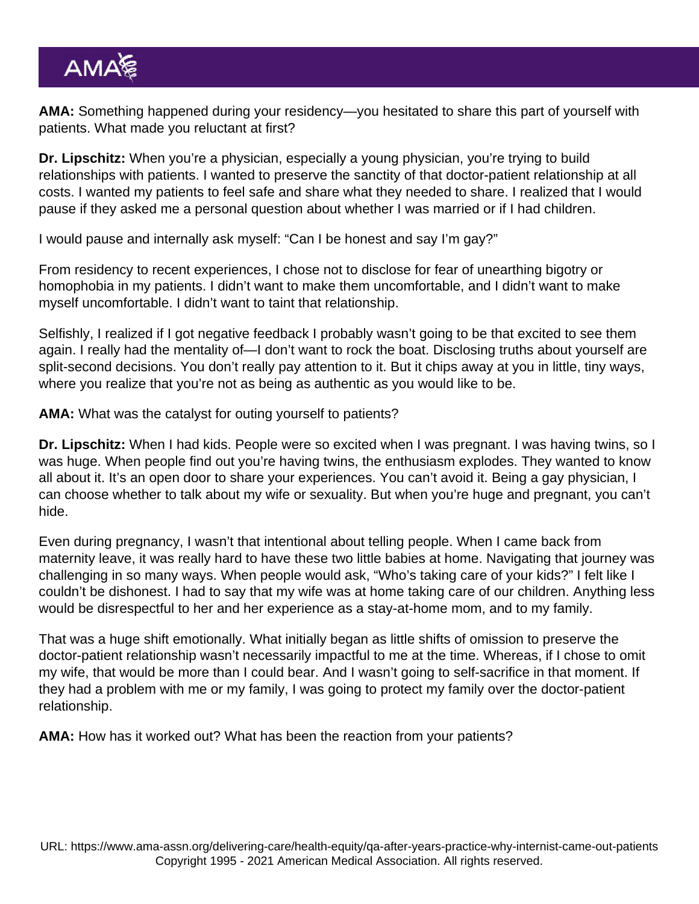**AMA:** Something happened during your residency—you hesitated to share this part of yourself with patients. What made you reluctant at first?

**Dr. Lipschitz:** When you're a physician, especially a young physician, you're trying to build relationships with patients. I wanted to preserve the sanctity of that doctor-patient relationship at all costs. I wanted my patients to feel safe and share what they needed to share. I realized that I would pause if they asked me a personal question about whether I was married or if I had children.

I would pause and internally ask myself: "Can I be honest and say I'm gay?"

From residency to recent experiences, I chose not to disclose for fear of unearthing bigotry or homophobia in my patients. I didn't want to make them uncomfortable, and I didn't want to make myself uncomfortable. I didn't want to taint that relationship.

Selfishly, I realized if I got negative feedback I probably wasn't going to be that excited to see them again. I really had the mentality of—I don't want to rock the boat. Disclosing truths about yourself are split-second decisions. You don't really pay attention to it. But it chips away at you in little, tiny ways, where you realize that you're not as being as authentic as you would like to be.

**AMA:** What was the catalyst for outing yourself to patients?

**Dr. Lipschitz:** When I had kids. People were so excited when I was pregnant. I was having twins, so I was huge. When people find out you're having twins, the enthusiasm explodes. They wanted to know all about it. It's an open door to share your experiences. You can't avoid it. Being a gay physician, I can choose whether to talk about my wife or sexuality. But when you're huge and pregnant, you can't hide.

Even during pregnancy, I wasn't that intentional about telling people. When I came back from maternity leave, it was really hard to have these two little babies at home. Navigating that journey was challenging in so many ways. When people would ask, "Who's taking care of your kids?" I felt like I couldn't be dishonest. I had to say that my wife was at home taking care of our children. Anything less would be disrespectful to her and her experience as a stay-at-home mom, and to my family.

That was a huge shift emotionally. What initially began as little shifts of omission to preserve the doctor-patient relationship wasn't necessarily impactful to me at the time. Whereas, if I chose to omit my wife, that would be more than I could bear. And I wasn't going to self-sacrifice in that moment. If they had a problem with me or my family, I was going to protect my family over the doctor-patient relationship.

**AMA:** How has it worked out? What has been the reaction from your patients?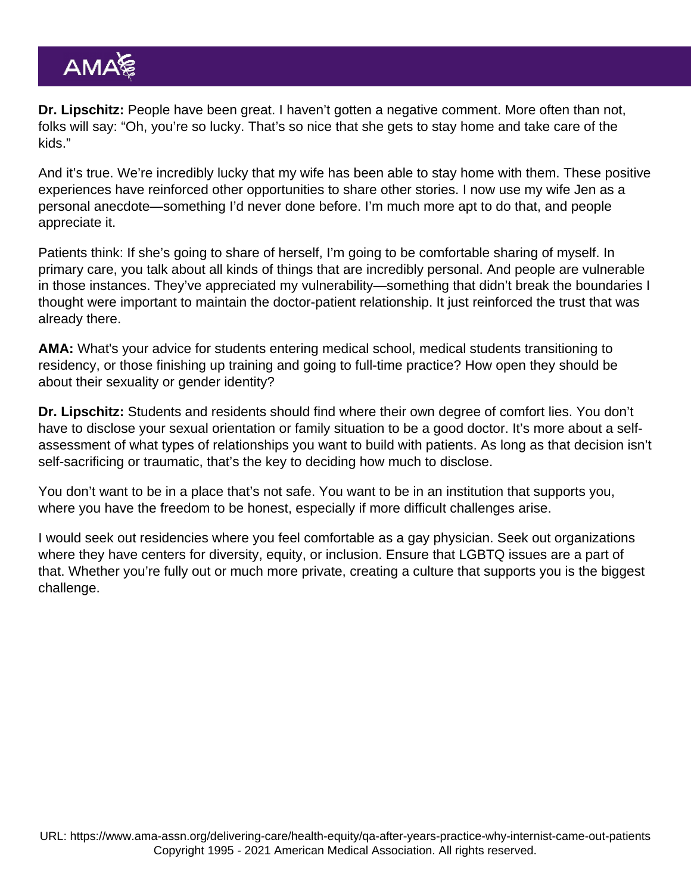**Dr. Lipschitz:** People have been great. I haven't gotten a negative comment. More often than not, folks will say: "Oh, you're so lucky. That's so nice that she gets to stay home and take care of the kids."

And it's true. We're incredibly lucky that my wife has been able to stay home with them. These positive experiences have reinforced other opportunities to share other stories. I now use my wife Jen as a personal anecdote—something I'd never done before. I'm much more apt to do that, and people appreciate it.

Patients think: If she's going to share of herself, I'm going to be comfortable sharing of myself. In primary care, you talk about all kinds of things that are incredibly personal. And people are vulnerable in those instances. They've appreciated my vulnerability—something that didn't break the boundaries I thought were important to maintain the doctor-patient relationship. It just reinforced the trust that was already there.

**AMA:** What's your advice for students entering medical school, medical students transitioning to residency, or those finishing up training and going to full-time practice? How open they should be about their sexuality or gender identity?

**Dr. Lipschitz:** Students and residents should find where their own degree of comfort lies. You don't have to disclose your sexual orientation or family situation to be a good doctor. It's more about a self-assessment of what types of relationships you want to build with patients. As long as that decision isn't self-sacrificing or traumatic, that's the key to deciding how much to disclose.

You don't want to be in a place that's not safe. You want to be in an institution that supports you, where you have the freedom to be honest, especially if more difficult challenges arise.

I would seek out residencies where you feel comfortable as a gay physician. Seek out organizations where they have centers for diversity, equity, or inclusion. Ensure that LGBTQ issues are a part of that. Whether you're fully out or much more private, creating a culture that supports you is the biggest challenge.